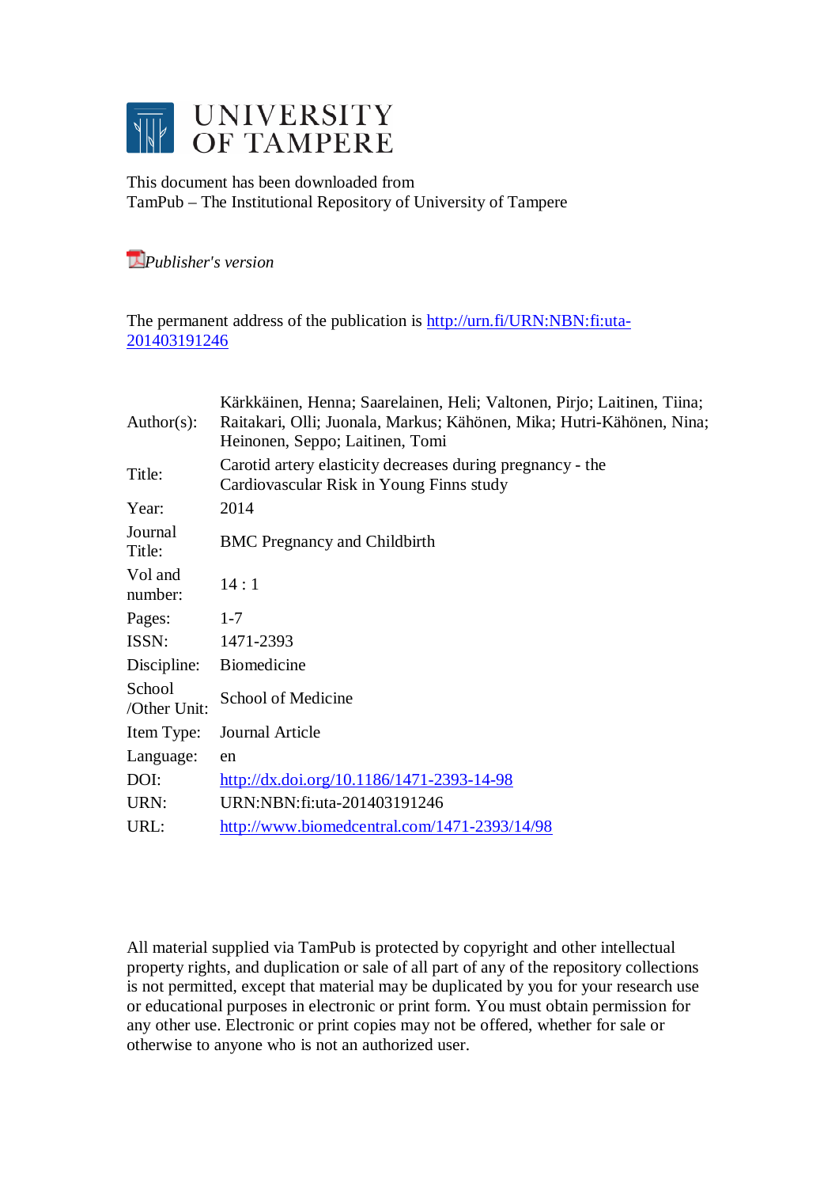# UNIVERSITY OF TAMPERE

This document has been downloaded from
TamPub – The Institutional Repository of University of Tampere

*Publisher's version*

The permanent address of the publication is http://urn.fi/URN:NBN:fi:uta-201403191246

| | |
|---|---|
| Author(s): | Kärkkäinen, Henna; Saarelainen, Heli; Valtonen, Pirjo; Laitinen, Tiina; Raitakari, Olli; Juonala, Markus; Kähönen, Mika; Hutri-Kähönen, Nina; Heinonen, Seppo; Laitinen, Tomi |
| Title: | Carotid artery elasticity decreases during pregnancy - the Cardiovascular Risk in Young Finns study |
| Year: | 2014 |
| Journal Title: | BMC Pregnancy and Childbirth |
| Vol and number: | 14 : 1 |
| Pages: | 1-7 |
| ISSN: | 1471-2393 |
| Discipline: | Biomedicine |
| School /Other Unit: | School of Medicine |
| Item Type: | Journal Article |
| Language: | en |
| DOI: | http://dx.doi.org/10.1186/1471-2393-14-98 |
| URN: | URN:NBN:fi:uta-201403191246 |
| URL: | http://www.biomedcentral.com/1471-2393/14/98 |

All material supplied via TamPub is protected by copyright and other intellectual property rights, and duplication or sale of all part of any of the repository collections is not permitted, except that material may be duplicated by you for your research use or educational purposes in electronic or print form. You must obtain permission for any other use. Electronic or print copies may not be offered, whether for sale or otherwise to anyone who is not an authorized user.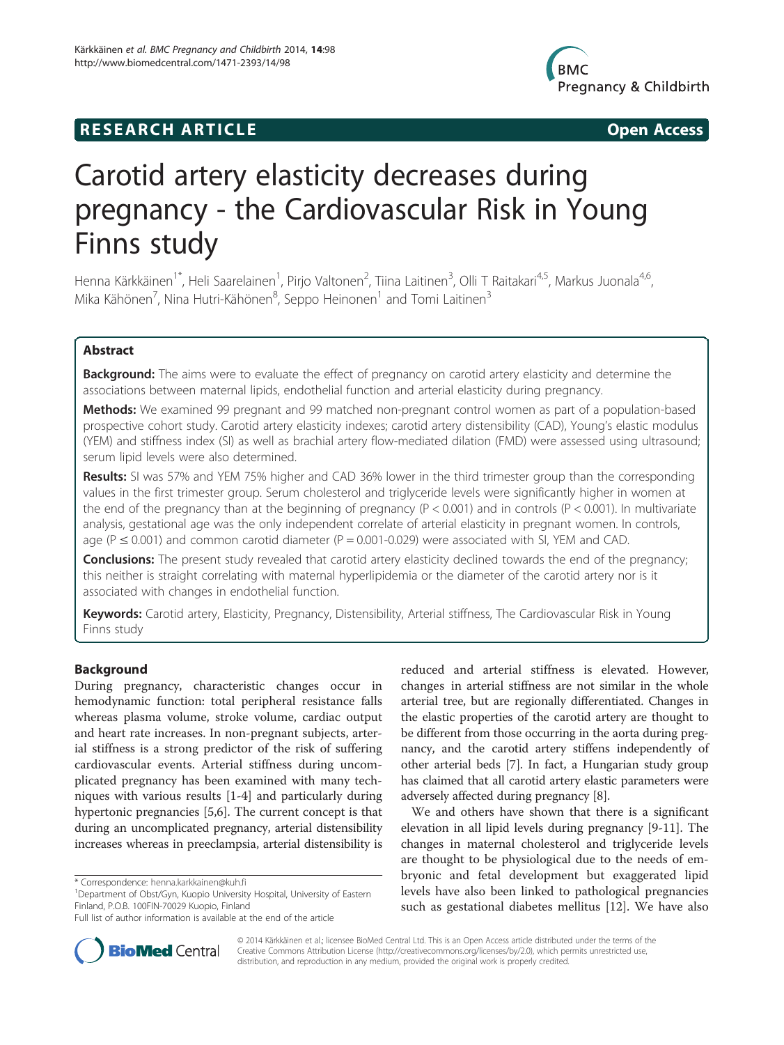# Carotid artery elasticity decreases during pregnancy - the Cardiovascular Risk in Young Finns study

Henna Kärkkäinen[1*], Heli Saarelainen[1], Pirjo Valtonen[2], Tiina Laitinen[3], Olli T Raitakari[4,5], Markus Juonala[4,6], Mika Kähönen[7], Nina Hutri-Kähönen[8], Seppo Heinonen[1] and Tomi Laitinen[3]

## Abstract

**Background:** The aims were to evaluate the effect of pregnancy on carotid artery elasticity and determine the associations between maternal lipids, endothelial function and arterial elasticity during pregnancy.

**Methods:** We examined 99 pregnant and 99 matched non-pregnant control women as part of a population-based prospective cohort study. Carotid artery elasticity indexes; carotid artery distensibility (CAD), Young's elastic modulus (YEM) and stiffness index (SI) as well as brachial artery flow-mediated dilation (FMD) were assessed using ultrasound; serum lipid levels were also determined.

**Results:** SI was 57% and YEM 75% higher and CAD 36% lower in the third trimester group than the corresponding values in the first trimester group. Serum cholesterol and triglyceride levels were significantly higher in women at the end of the pregnancy than at the beginning of pregnancy ($P < 0.001$) and in controls ($P < 0.001$). In multivariate analysis, gestational age was the only independent correlate of arterial elasticity in pregnant women. In controls, age ($P \leq 0.001$) and common carotid diameter ($P = 0.001$-$0.029$) were associated with SI, YEM and CAD.

**Conclusions:** The present study revealed that carotid artery elasticity declined towards the end of the pregnancy; this neither is straight correlating with maternal hyperlipidemia or the diameter of the carotid artery nor is it associated with changes in endothelial function.

**Keywords:** Carotid artery, Elasticity, Pregnancy, Distensibility, Arterial stiffness, The Cardiovascular Risk in Young Finns study

## Background

During pregnancy, characteristic changes occur in hemodynamic function: total peripheral resistance falls whereas plasma volume, stroke volume, cardiac output and heart rate increases. In non-pregnant subjects, arterial stiffness is a strong predictor of the risk of suffering cardiovascular events. Arterial stiffness during uncomplicated pregnancy has been examined with many techniques with various results [1-4] and particularly during hypertonic pregnancies [5,6]. The current concept is that during an uncomplicated pregnancy, arterial distensibility increases whereas in preeclampsia, arterial distensibility is reduced and arterial stiffness is elevated. However, changes in arterial stiffness are not similar in the whole arterial tree, but are regionally differentiated. Changes in the elastic properties of the carotid artery are thought to be different from those occurring in the aorta during pregnancy, and the carotid artery stiffens independently of other arterial beds [7]. In fact, a Hungarian study group has claimed that all carotid artery elastic parameters were adversely affected during pregnancy [8].

We and others have shown that there is a significant elevation in all lipid levels during pregnancy [9-11]. The changes in maternal cholesterol and triglyceride levels are thought to be physiological due to the needs of embryonic and fetal development but exaggerated lipid levels have also been linked to pathological pregnancies such as gestational diabetes mellitus [12]. We have also

\* Correspondence: henna.karkkainen@kuh.fi
[1]Department of Obst/Gyn, Kuopio University Hospital, University of Eastern Finland, P.O.B. 100FIN-70029 Kuopio, Finland
Full list of author information is available at the end of the article

© 2014 Kärkkäinen et al.; licensee BioMed Central Ltd. This is an Open Access article distributed under the terms of the Creative Commons Attribution License (http://creativecommons.org/licenses/by/2.0), which permits unrestricted use, distribution, and reproduction in any medium, provided the original work is properly credited.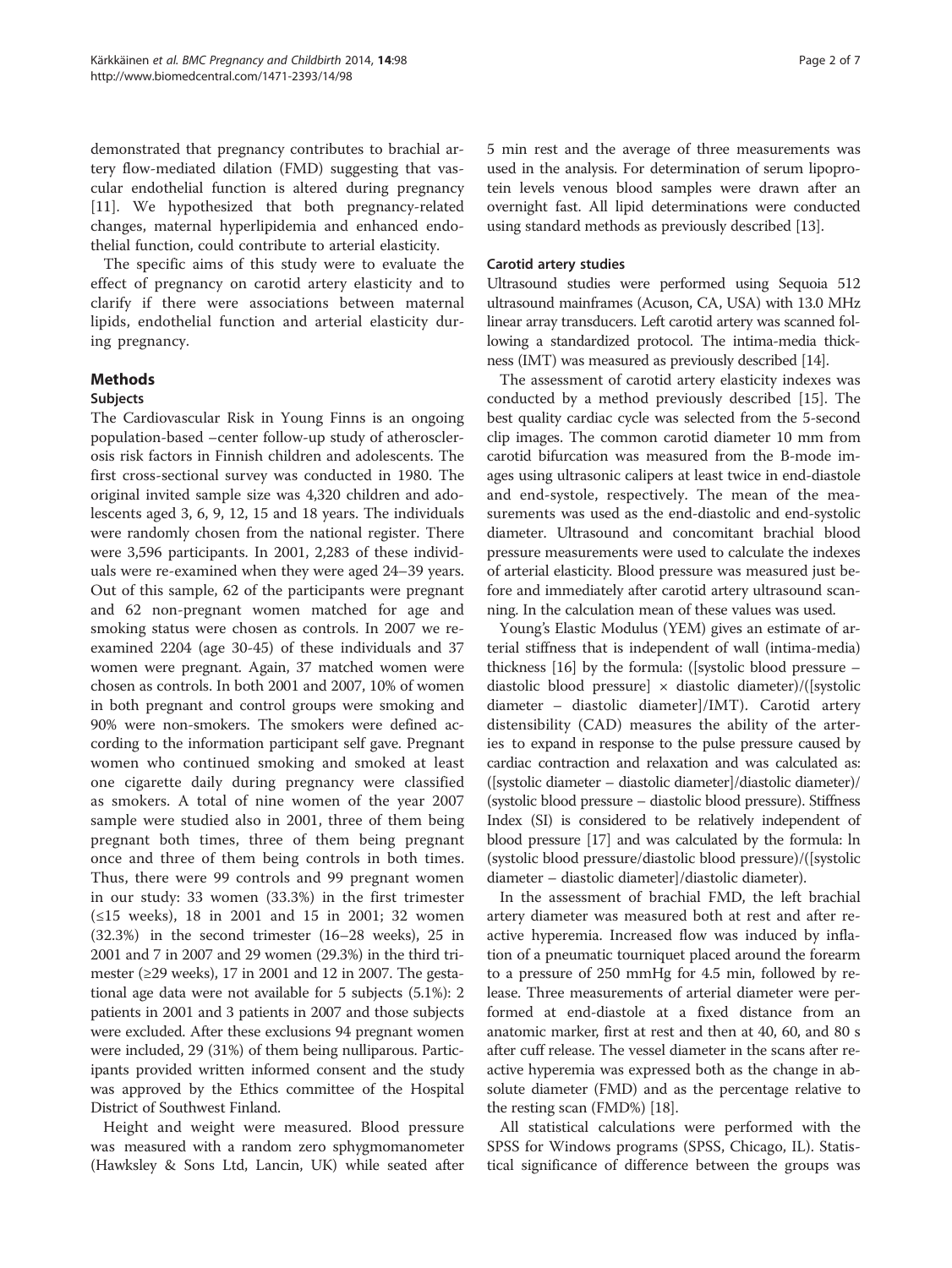demonstrated that pregnancy contributes to brachial artery flow-mediated dilation (FMD) suggesting that vascular endothelial function is altered during pregnancy [11]. We hypothesized that both pregnancy-related changes, maternal hyperlipidemia and enhanced endothelial function, could contribute to arterial elasticity.

The specific aims of this study were to evaluate the effect of pregnancy on carotid artery elasticity and to clarify if there were associations between maternal lipids, endothelial function and arterial elasticity during pregnancy.

## Methods

### Subjects

The Cardiovascular Risk in Young Finns is an ongoing population-based –center follow-up study of atherosclerosis risk factors in Finnish children and adolescents. The first cross-sectional survey was conducted in 1980. The original invited sample size was 4,320 children and adolescents aged 3, 6, 9, 12, 15 and 18 years. The individuals were randomly chosen from the national register. There were 3,596 participants. In 2001, 2,283 of these individuals were re-examined when they were aged 24–39 years. Out of this sample, 62 of the participants were pregnant and 62 non-pregnant women matched for age and smoking status were chosen as controls. In 2007 we re-examined 2204 (age 30-45) of these individuals and 37 women were pregnant. Again, 37 matched women were chosen as controls. In both 2001 and 2007, 10% of women in both pregnant and control groups were smoking and 90% were non-smokers. The smokers were defined according to the information participant self gave. Pregnant women who continued smoking and smoked at least one cigarette daily during pregnancy were classified as smokers. A total of nine women of the year 2007 sample were studied also in 2001, three of them being pregnant both times, three of them being pregnant once and three of them being controls in both times. Thus, there were 99 controls and 99 pregnant women in our study: 33 women (33.3%) in the first trimester (≤15 weeks), 18 in 2001 and 15 in 2001; 32 women (32.3%) in the second trimester (16–28 weeks), 25 in 2001 and 7 in 2007 and 29 women (29.3%) in the third trimester (≥29 weeks), 17 in 2001 and 12 in 2007. The gestational age data were not available for 5 subjects (5.1%): 2 patients in 2001 and 3 patients in 2007 and those subjects were excluded. After these exclusions 94 pregnant women were included, 29 (31%) of them being nulliparous. Participants provided written informed consent and the study was approved by the Ethics committee of the Hospital District of Southwest Finland.

Height and weight were measured. Blood pressure was measured with a random zero sphygmomanometer (Hawksley & Sons Ltd, Lancin, UK) while seated after 5 min rest and the average of three measurements was used in the analysis. For determination of serum lipoprotein levels venous blood samples were drawn after an overnight fast. All lipid determinations were conducted using standard methods as previously described [13].

### Carotid artery studies

Ultrasound studies were performed using Sequoia 512 ultrasound mainframes (Acuson, CA, USA) with 13.0 MHz linear array transducers. Left carotid artery was scanned following a standardized protocol. The intima-media thickness (IMT) was measured as previously described [14].

The assessment of carotid artery elasticity indexes was conducted by a method previously described [15]. The best quality cardiac cycle was selected from the 5-second clip images. The common carotid diameter 10 mm from carotid bifurcation was measured from the B-mode images using ultrasonic calipers at least twice in end-diastole and end-systole, respectively. The mean of the measurements was used as the end-diastolic and end-systolic diameter. Ultrasound and concomitant brachial blood pressure measurements were used to calculate the indexes of arterial elasticity. Blood pressure was measured just before and immediately after carotid artery ultrasound scanning. In the calculation mean of these values was used.

Young's Elastic Modulus (YEM) gives an estimate of arterial stiffness that is independent of wall (intima-media) thickness [16] by the formula: ([systolic blood pressure – diastolic blood pressure] × diastolic diameter)/([systolic diameter – diastolic diameter]/IMT). Carotid artery distensibility (CAD) measures the ability of the arteries to expand in response to the pulse pressure caused by cardiac contraction and relaxation and was calculated as: ([systolic diameter – diastolic diameter]/diastolic diameter)/(systolic blood pressure – diastolic blood pressure). Stiffness Index (SI) is considered to be relatively independent of blood pressure [17] and was calculated by the formula: ln (systolic blood pressure/diastolic blood pressure)/([systolic diameter – diastolic diameter]/diastolic diameter).

In the assessment of brachial FMD, the left brachial artery diameter was measured both at rest and after reactive hyperemia. Increased flow was induced by inflation of a pneumatic tourniquet placed around the forearm to a pressure of 250 mmHg for 4.5 min, followed by release. Three measurements of arterial diameter were performed at end-diastole at a fixed distance from an anatomic marker, first at rest and then at 40, 60, and 80 s after cuff release. The vessel diameter in the scans after reactive hyperemia was expressed both as the change in absolute diameter (FMD) and as the percentage relative to the resting scan (FMD%) [18].

All statistical calculations were performed with the SPSS for Windows programs (SPSS, Chicago, IL). Statistical significance of difference between the groups was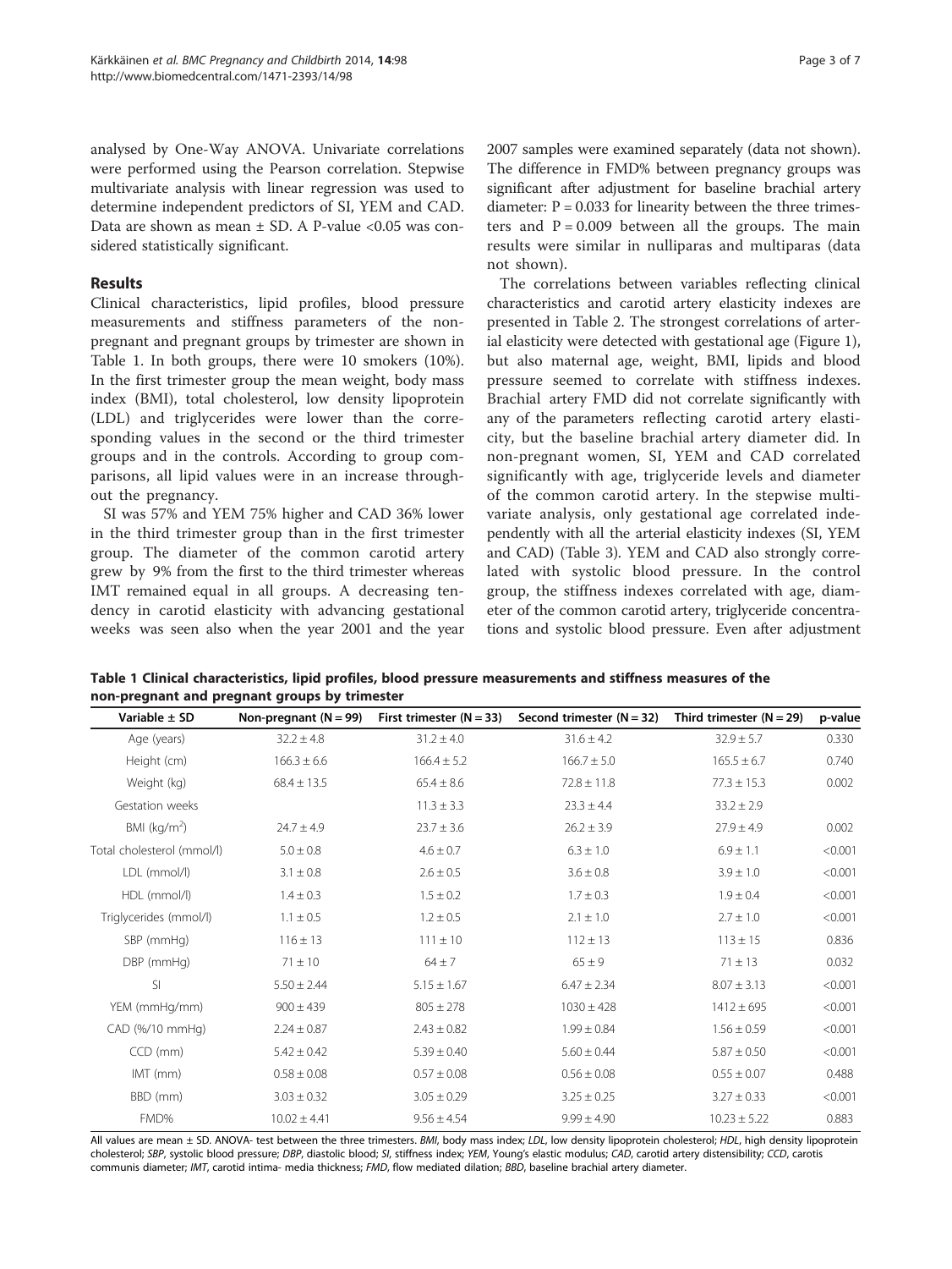analysed by One-Way ANOVA. Univariate correlations were performed using the Pearson correlation. Stepwise multivariate analysis with linear regression was used to determine independent predictors of SI, YEM and CAD. Data are shown as mean ± SD. A P-value <0.05 was considered statistically significant.

## Results

Clinical characteristics, lipid profiles, blood pressure measurements and stiffness parameters of the non-pregnant and pregnant groups by trimester are shown in Table 1. In both groups, there were 10 smokers (10%). In the first trimester group the mean weight, body mass index (BMI), total cholesterol, low density lipoprotein (LDL) and triglycerides were lower than the corresponding values in the second or the third trimester groups and in the controls. According to group comparisons, all lipid values were in an increase throughout the pregnancy.

SI was 57% and YEM 75% higher and CAD 36% lower in the third trimester group than in the first trimester group. The diameter of the common carotid artery grew by 9% from the first to the third trimester whereas IMT remained equal in all groups. A decreasing tendency in carotid elasticity with advancing gestational weeks was seen also when the year 2001 and the year 2007 samples were examined separately (data not shown). The difference in FMD% between pregnancy groups was significant after adjustment for baseline brachial artery diameter: $P = 0.033$ for linearity between the three trimesters and $P = 0.009$ between all the groups. The main results were similar in nulliparas and multiparas (data not shown).

The correlations between variables reflecting clinical characteristics and carotid artery elasticity indexes are presented in Table 2. The strongest correlations of arterial elasticity were detected with gestational age (Figure 1), but also maternal age, weight, BMI, lipids and blood pressure seemed to correlate with stiffness indexes. Brachial artery FMD did not correlate significantly with any of the parameters reflecting carotid artery elasticity, but the baseline brachial artery diameter did. In non-pregnant women, SI, YEM and CAD correlated significantly with age, triglyceride levels and diameter of the common carotid artery. In the stepwise multivariate analysis, only gestational age correlated independently with all the arterial elasticity indexes (SI, YEM and CAD) (Table 3). YEM and CAD also strongly correlated with systolic blood pressure. In the control group, the stiffness indexes correlated with age, diameter of the common carotid artery, triglyceride concentrations and systolic blood pressure. Even after adjustment

**Table 1 Clinical characteristics, lipid profiles, blood pressure measurements and stiffness measures of the non-pregnant and pregnant groups by trimester**

| Variable ± SD | Non-pregnant (N = 99) | First trimester (N = 33) | Second trimester (N = 32) | Third trimester (N = 29) | p-value |
|---|---|---|---|---|---|
| Age (years) | 32.2 ± 4.8 | 31.2 ± 4.0 | 31.6 ± 4.2 | 32.9 ± 5.7 | 0.330 |
| Height (cm) | 166.3 ± 6.6 | 166.4 ± 5.2 | 166.7 ± 5.0 | 165.5 ± 6.7 | 0.740 |
| Weight (kg) | 68.4 ± 13.5 | 65.4 ± 8.6 | 72.8 ± 11.8 | 77.3 ± 15.3 | 0.002 |
| Gestation weeks | | 11.3 ± 3.3 | 23.3 ± 4.4 | 33.2 ± 2.9 | |
| BMI (kg/m$^2$) | 24.7 ± 4.9 | 23.7 ± 3.6 | 26.2 ± 3.9 | 27.9 ± 4.9 | 0.002 |
| Total cholesterol (mmol/l) | 5.0 ± 0.8 | 4.6 ± 0.7 | 6.3 ± 1.0 | 6.9 ± 1.1 | <0.001 |
| LDL (mmol/l) | 3.1 ± 0.8 | 2.6 ± 0.5 | 3.6 ± 0.8 | 3.9 ± 1.0 | <0.001 |
| HDL (mmol/l) | 1.4 ± 0.3 | 1.5 ± 0.2 | 1.7 ± 0.3 | 1.9 ± 0.4 | <0.001 |
| Triglycerides (mmol/l) | 1.1 ± 0.5 | 1.2 ± 0.5 | 2.1 ± 1.0 | 2.7 ± 1.0 | <0.001 |
| SBP (mmHg) | 116 ± 13 | 111 ± 10 | 112 ± 13 | 113 ± 15 | 0.836 |
| DBP (mmHg) | 71 ± 10 | 64 ± 7 | 65 ± 9 | 71 ± 13 | 0.032 |
| SI | 5.50 ± 2.44 | 5.15 ± 1.67 | 6.47 ± 2.34 | 8.07 ± 3.13 | <0.001 |
| YEM (mmHg/mm) | 900 ± 439 | 805 ± 278 | 1030 ± 428 | 1412 ± 695 | <0.001 |
| CAD (%/10 mmHg) | 2.24 ± 0.87 | 2.43 ± 0.82 | 1.99 ± 0.84 | 1.56 ± 0.59 | <0.001 |
| CCD (mm) | 5.42 ± 0.42 | 5.39 ± 0.40 | 5.60 ± 0.44 | 5.87 ± 0.50 | <0.001 |
| IMT (mm) | 0.58 ± 0.08 | 0.57 ± 0.08 | 0.56 ± 0.08 | 0.55 ± 0.07 | 0.488 |
| BBD (mm) | 3.03 ± 0.32 | 3.05 ± 0.29 | 3.25 ± 0.25 | 3.27 ± 0.33 | <0.001 |
| FMD% | 10.02 ± 4.41 | 9.56 ± 4.54 | 9.99 ± 4.90 | 10.23 ± 5.22 | 0.883 |

All values are mean ± SD. ANOVA- test between the three trimesters. *BMI*, body mass index; *LDL*, low density lipoprotein cholesterol; *HDL*, high density lipoprotein cholesterol; *SBP*, systolic blood pressure; *DBP*, diastolic blood; *SI*, stiffness index; *YEM*, Young's elastic modulus; *CAD*, carotid artery distensibility; *CCD*, carotis communis diameter; *IMT*, carotid intima- media thickness; *FMD*, flow mediated dilation; *BBD*, baseline brachial artery diameter.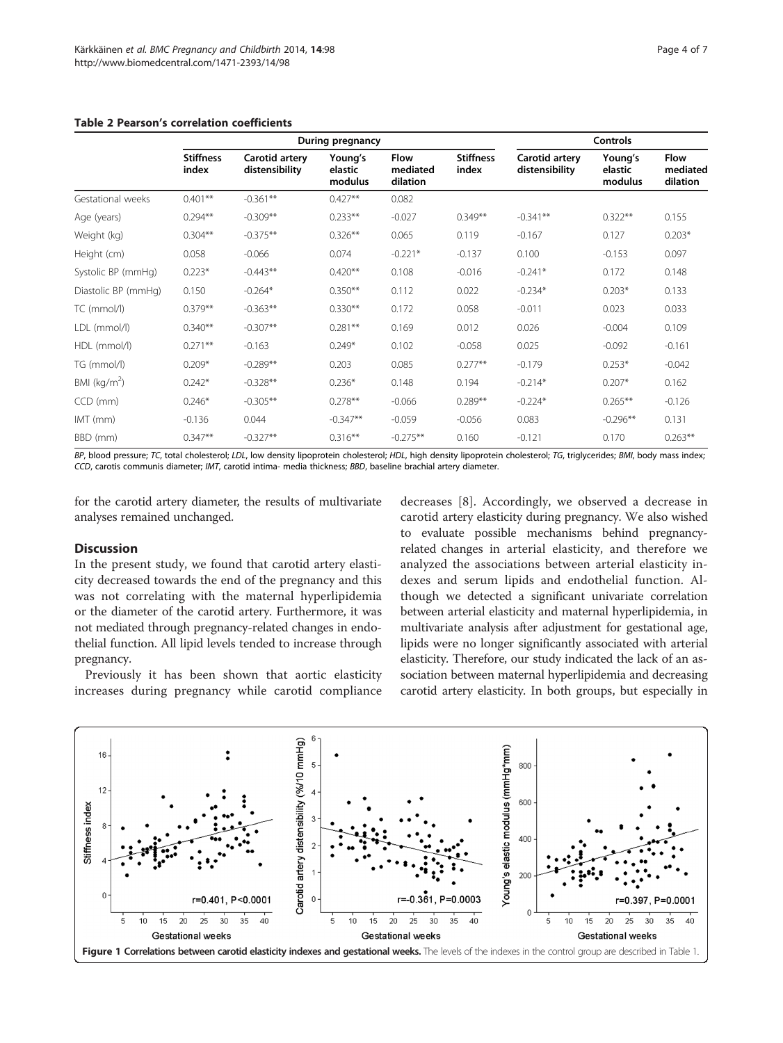**Table 2 Pearson's correlation coefficients**

| | During pregnancy | | | | Controls | | | |
|---|---|---|---|---|---|---|---|---|
| | Stiffness index | Carotid artery distensibility | Young's elastic modulus | Flow mediated dilation | Stiffness index | Carotid artery distensibility | Young's elastic modulus | Flow mediated dilation |
| Gestational weeks | 0.401** | -0.361** | 0.427** | 0.082 | | | | |
| Age (years) | 0.294** | -0.309** | 0.233** | -0.027 | 0.349** | -0.341** | 0.322** | 0.155 |
| Weight (kg) | 0.304** | -0.375** | 0.326** | 0.065 | 0.119 | -0.167 | 0.127 | 0.203* |
| Height (cm) | 0.058 | -0.066 | 0.074 | -0.221* | -0.137 | 0.100 | -0.153 | 0.097 |
| Systolic BP (mmHg) | 0.223* | -0.443** | 0.420** | 0.108 | -0.016 | -0.241* | 0.172 | 0.148 |
| Diastolic BP (mmHg) | 0.150 | -0.264* | 0.350** | 0.112 | 0.022 | -0.234* | 0.203* | 0.133 |
| TC (mmol/l) | 0.379** | -0.363** | 0.330** | 0.172 | 0.058 | -0.011 | 0.023 | 0.033 |
| LDL (mmol/l) | 0.340** | -0.307** | 0.281** | 0.169 | 0.012 | 0.026 | -0.004 | 0.109 |
| HDL (mmol/l) | 0.271** | -0.163 | 0.249* | 0.102 | -0.058 | 0.025 | -0.092 | -0.161 |
| TG (mmol/l) | 0.209* | -0.289** | 0.203 | 0.085 | 0.277** | -0.179 | 0.253* | -0.042 |
| BMI (kg/m$^2$) | 0.242* | -0.328** | 0.236* | 0.148 | 0.194 | -0.214* | 0.207* | 0.162 |
| CCD (mm) | 0.246* | -0.305** | 0.278** | -0.066 | 0.289** | -0.224* | 0.265** | -0.126 |
| IMT (mm) | -0.136 | 0.044 | -0.347** | -0.059 | -0.056 | 0.083 | -0.296** | 0.131 |
| BBD (mm) | 0.347** | -0.327** | 0.316** | -0.275** | 0.160 | -0.121 | 0.170 | 0.263** |

*BP*, blood pressure; *TC*, total cholesterol; *LDL*, low density lipoprotein cholesterol; *HDL*, high density lipoprotein cholesterol; *TG*, triglycerides; *BMI*, body mass index; *CCD*, carotis communis diameter; *IMT*, carotid intima- media thickness; *BBD*, baseline brachial artery diameter.

for the carotid artery diameter, the results of multivariate analyses remained unchanged.

## Discussion

In the present study, we found that carotid artery elasticity decreased towards the end of the pregnancy and this was not correlating with the maternal hyperlipidemia or the diameter of the carotid artery. Furthermore, it was not mediated through pregnancy-related changes in endothelial function. All lipid levels tended to increase through pregnancy.

Previously it has been shown that aortic elasticity increases during pregnancy while carotid compliance decreases [8]. Accordingly, we observed a decrease in carotid artery elasticity during pregnancy. We also wished to evaluate possible mechanisms behind pregnancy-related changes in arterial elasticity, and therefore we analyzed the associations between arterial elasticity indexes and serum lipids and endothelial function. Although we detected a significant univariate correlation between arterial elasticity and maternal hyperlipidemia, in multivariate analysis after adjustment for gestational age, lipids were no longer significantly associated with arterial elasticity. Therefore, our study indicated the lack of an association between maternal hyperlipidemia and decreasing carotid artery elasticity. In both groups, but especially in

Stiffness index
r=0.401, P<0.0001
Gestational weeks

Carotid artery distensibility (%/10 mmHg)
r=-0.361, P=0.0003
Gestational weeks

Young's elastic modulus (mmHg*mm)
r=0.397, P=0.0001
Gestational weeks

**Figure 1 Correlations between carotid elasticity indexes and gestational weeks.** The levels of the indexes in the control group are described in Table 1.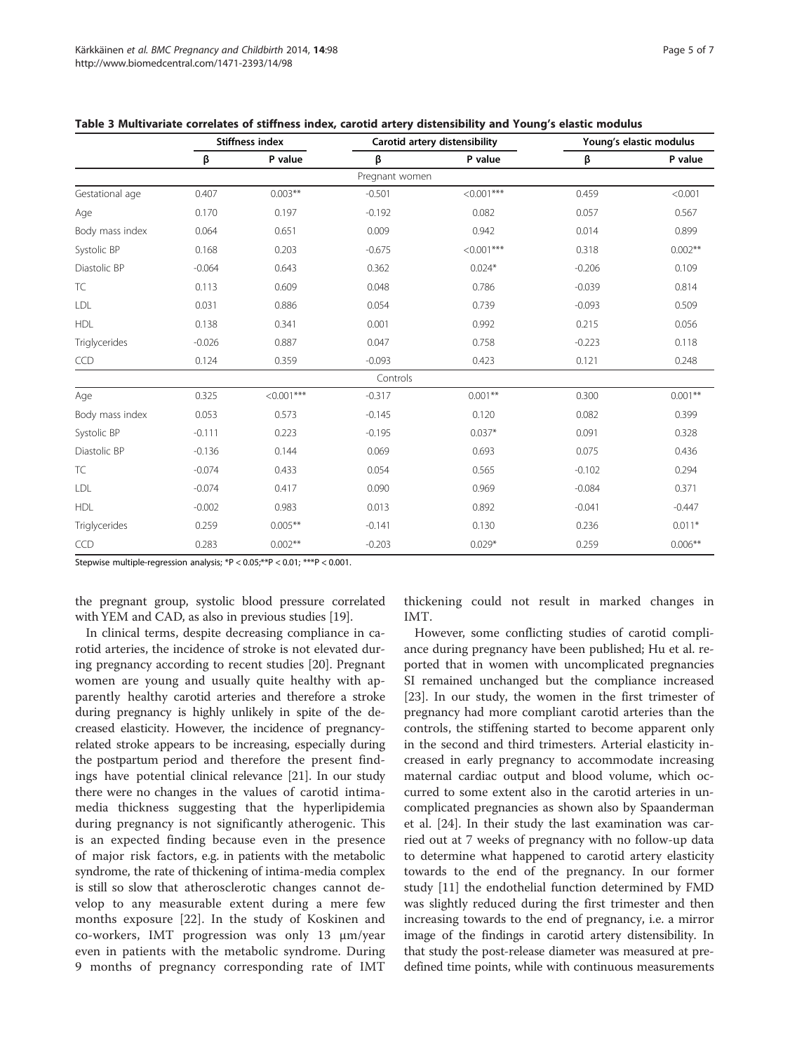**Table 3 Multivariate correlates of stiffness index, carotid artery distensibility and Young's elastic modulus**

| | Stiffness index | | Carotid artery distensibility | | Young's elastic modulus | |
|---|---|---|---|---|---|---|
| | β | P value | β | P value | β | P value |
| **Pregnant women** | | | | | | |
| Gestational age | 0.407 | 0.003** | -0.501 | <0.001*** | 0.459 | <0.001 |
| Age | 0.170 | 0.197 | -0.192 | 0.082 | 0.057 | 0.567 |
| Body mass index | 0.064 | 0.651 | 0.009 | 0.942 | 0.014 | 0.899 |
| Systolic BP | 0.168 | 0.203 | -0.675 | <0.001*** | 0.318 | 0.002** |
| Diastolic BP | -0.064 | 0.643 | 0.362 | 0.024* | -0.206 | 0.109 |
| TC | 0.113 | 0.609 | 0.048 | 0.786 | -0.039 | 0.814 |
| LDL | 0.031 | 0.886 | 0.054 | 0.739 | -0.093 | 0.509 |
| HDL | 0.138 | 0.341 | 0.001 | 0.992 | 0.215 | 0.056 |
| Triglycerides | -0.026 | 0.887 | 0.047 | 0.758 | -0.223 | 0.118 |
| CCD | 0.124 | 0.359 | -0.093 | 0.423 | 0.121 | 0.248 |
| **Controls** | | | | | | |
| Age | 0.325 | <0.001*** | -0.317 | 0.001** | 0.300 | 0.001** |
| Body mass index | 0.053 | 0.573 | -0.145 | 0.120 | 0.082 | 0.399 |
| Systolic BP | -0.111 | 0.223 | -0.195 | 0.037* | 0.091 | 0.328 |
| Diastolic BP | -0.136 | 0.144 | 0.069 | 0.693 | 0.075 | 0.436 |
| TC | -0.074 | 0.433 | 0.054 | 0.565 | -0.102 | 0.294 |
| LDL | -0.074 | 0.417 | 0.090 | 0.969 | -0.084 | 0.371 |
| HDL | -0.002 | 0.983 | 0.013 | 0.892 | -0.041 | -0.447 |
| Triglycerides | 0.259 | 0.005** | -0.141 | 0.130 | 0.236 | 0.011* |
| CCD | 0.283 | 0.002** | -0.203 | 0.029* | 0.259 | 0.006** |

Stepwise multiple-regression analysis; *P < 0.05;**P < 0.01; ***P < 0.001.

the pregnant group, systolic blood pressure correlated with YEM and CAD, as also in previous studies [19].

In clinical terms, despite decreasing compliance in carotid arteries, the incidence of stroke is not elevated during pregnancy according to recent studies [20]. Pregnant women are young and usually quite healthy with apparently healthy carotid arteries and therefore a stroke during pregnancy is highly unlikely in spite of the decreased elasticity. However, the incidence of pregnancy-related stroke appears to be increasing, especially during the postpartum period and therefore the present findings have potential clinical relevance [21]. In our study there were no changes in the values of carotid intima-media thickness suggesting that the hyperlipidemia during pregnancy is not significantly atherogenic. This is an expected finding because even in the presence of major risk factors, e.g. in patients with the metabolic syndrome, the rate of thickening of intima-media complex is still so slow that atherosclerotic changes cannot develop to any measurable extent during a mere few months exposure [22]. In the study of Koskinen and co-workers, IMT progression was only 13 μm/year even in patients with the metabolic syndrome. During 9 months of pregnancy corresponding rate of IMT thickening could not result in marked changes in IMT.

However, some conflicting studies of carotid compliance during pregnancy have been published; Hu et al. reported that in women with uncomplicated pregnancies SI remained unchanged but the compliance increased [23]. In our study, the women in the first trimester of pregnancy had more compliant carotid arteries than the controls, the stiffening started to become apparent only in the second and third trimesters. Arterial elasticity increased in early pregnancy to accommodate increasing maternal cardiac output and blood volume, which occurred to some extent also in the carotid arteries in uncomplicated pregnancies as shown also by Spaanderman et al. [24]. In their study the last examination was carried out at 7 weeks of pregnancy with no follow-up data to determine what happened to carotid artery elasticity towards to the end of the pregnancy. In our former study [11] the endothelial function determined by FMD was slightly reduced during the first trimester and then increasing towards to the end of pregnancy, i.e. a mirror image of the findings in carotid artery distensibility. In that study the post-release diameter was measured at predefined time points, while with continuous measurements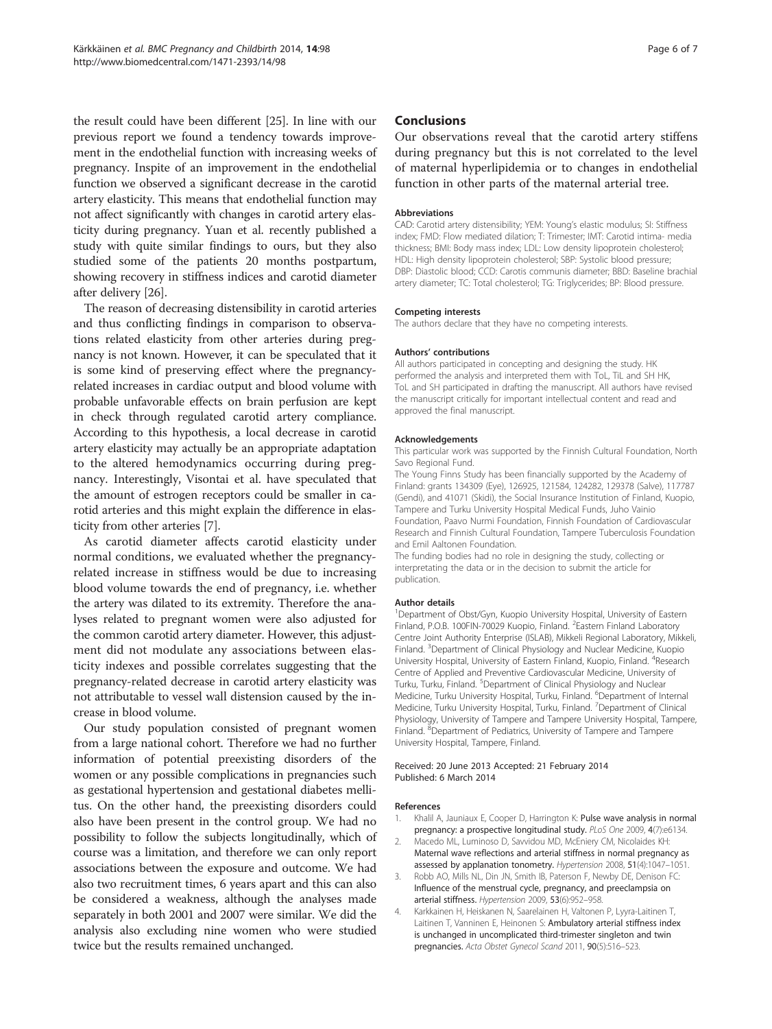the result could have been different [25]. In line with our previous report we found a tendency towards improvement in the endothelial function with increasing weeks of pregnancy. Inspite of an improvement in the endothelial function we observed a significant decrease in the carotid artery elasticity. This means that endothelial function may not affect significantly with changes in carotid artery elasticity during pregnancy. Yuan et al. recently published a study with quite similar findings to ours, but they also studied some of the patients 20 months postpartum, showing recovery in stiffness indices and carotid diameter after delivery [26].

The reason of decreasing distensibility in carotid arteries and thus conflicting findings in comparison to observations related elasticity from other arteries during pregnancy is not known. However, it can be speculated that it is some kind of preserving effect where the pregnancy-related increases in cardiac output and blood volume with probable unfavorable effects on brain perfusion are kept in check through regulated carotid artery compliance. According to this hypothesis, a local decrease in carotid artery elasticity may actually be an appropriate adaptation to the altered hemodynamics occurring during pregnancy. Interestingly, Visontai et al. have speculated that the amount of estrogen receptors could be smaller in carotid arteries and this might explain the difference in elasticity from other arteries [7].

As carotid diameter affects carotid elasticity under normal conditions, we evaluated whether the pregnancy-related increase in stiffness would be due to increasing blood volume towards the end of pregnancy, i.e. whether the artery was dilated to its extremity. Therefore the analyses related to pregnant women were also adjusted for the common carotid artery diameter. However, this adjustment did not modulate any associations between elasticity indexes and possible correlates suggesting that the pregnancy-related decrease in carotid artery elasticity was not attributable to vessel wall distension caused by the increase in blood volume.

Our study population consisted of pregnant women from a large national cohort. Therefore we had no further information of potential preexisting disorders of the women or any possible complications in pregnancies such as gestational hypertension and gestational diabetes mellitus. On the other hand, the preexisting disorders could also have been present in the control group. We had no possibility to follow the subjects longitudinally, which of course was a limitation, and therefore we can only report associations between the exposure and outcome. We had also two recruitment times, 6 years apart and this can also be considered a weakness, although the analyses made separately in both 2001 and 2007 were similar. We did the analysis also excluding nine women who were studied twice but the results remained unchanged.

## Conclusions

Our observations reveal that the carotid artery stiffens during pregnancy but this is not correlated to the level of maternal hyperlipidemia or to changes in endothelial function in other parts of the maternal arterial tree.

#### Abbreviations

CAD: Carotid artery distensibility; YEM: Young's elastic modulus; SI: Stiffness index; FMD: Flow mediated dilation; T: Trimester; IMT: Carotid intima- media thickness; BMI: Body mass index; LDL: Low density lipoprotein cholesterol; HDL: High density lipoprotein cholesterol; SBP: Systolic blood pressure; DBP: Diastolic blood; CCD: Carotis communis diameter; BBD: Baseline brachial artery diameter; TC: Total cholesterol; TG: Triglycerides; BP: Blood pressure.

#### Competing interests

The authors declare that they have no competing interests.

#### Authors' contributions

All authors participated in concepting and designing the study. HK performed the analysis and interpreted them with ToL, TiL and SH HK, ToL and SH participated in drafting the manuscript. All authors have revised the manuscript critically for important intellectual content and read and approved the final manuscript.

#### Acknowledgements

This particular work was supported by the Finnish Cultural Foundation, North Savo Regional Fund.

The Young Finns Study has been financially supported by the Academy of Finland: grants 134309 (Eye), 126925, 121584, 124282, 129378 (Salve), 117787 (Gendi), and 41071 (Skidi), the Social Insurance Institution of Finland, Kuopio, Tampere and Turku University Hospital Medical Funds, Juho Vainio Foundation, Paavo Nurmi Foundation, Finnish Foundation of Cardiovascular Research and Finnish Cultural Foundation, Tampere Tuberculosis Foundation and Emil Aaltonen Foundation.

The funding bodies had no role in designing the study, collecting or interpretating the data or in the decision to submit the article for publication.

#### Author details

[1]Department of Obst/Gyn, Kuopio University Hospital, University of Eastern Finland, P.O.B. 100FIN-70029 Kuopio, Finland. [2]Eastern Finland Laboratory Centre Joint Authority Enterprise (ISLAB), Mikkeli Regional Laboratory, Mikkeli, Finland. [3]Department of Clinical Physiology and Nuclear Medicine, Kuopio University Hospital, University of Eastern Finland, Kuopio, Finland. [4]Research Centre of Applied and Preventive Cardiovascular Medicine, University of Turku, Turku, Finland. [5]Department of Clinical Physiology and Nuclear Medicine, Turku University Hospital, Turku, Finland. [6]Department of Internal Medicine, Turku University Hospital, Turku, Finland. [7]Department of Clinical Physiology, University of Tampere and Tampere University Hospital, Tampere, Finland. [8]Department of Pediatrics, University of Tampere and Tampere University Hospital, Tampere, Finland.

Received: 20 June 2013 Accepted: 21 February 2014
Published: 6 March 2014

#### References

1. Khalil A, Jauniaux E, Cooper D, Harrington K: **Pulse wave analysis in normal pregnancy: a prospective longitudinal study.** *PLoS One* 2009, **4**(7):e6134.
2. Macedo ML, Luminoso D, Savvidou MD, McEniery CM, Nicolaides KH: **Maternal wave reflections and arterial stiffness in normal pregnancy as assessed by applanation tonometry.** *Hypertension* 2008, **51**(4):1047–1051.
3. Robb AO, Mills NL, Din JN, Smith IB, Paterson F, Newby DE, Denison FC: **Influence of the menstrual cycle, pregnancy, and preeclampsia on arterial stiffness.** *Hypertension* 2009, **53**(6):952–958.
4. Karkkainen H, Heiskanen N, Saarelainen H, Valtonen P, Lyyra-Laitinen T, Laitinen T, Vanninen E, Heinonen S: **Ambulatory arterial stiffness index is unchanged in uncomplicated third-trimester singleton and twin pregnancies.** *Acta Obstet Gynecol Scand* 2011, **90**(5):516–523.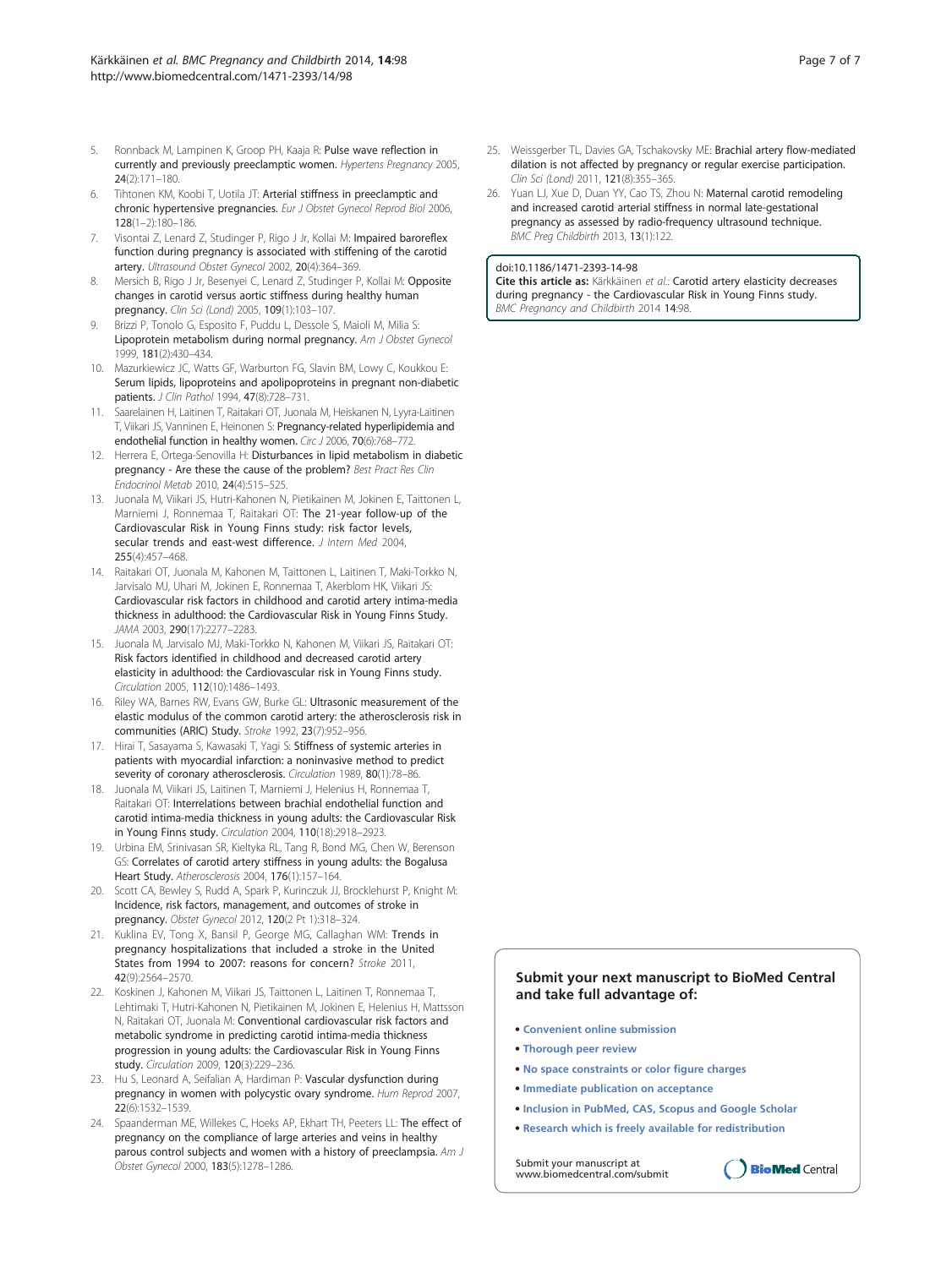5. Ronnback M, Lampinen K, Groop PH, Kaaja R: **Pulse wave reflection in currently and previously preeclamptic women.** *Hypertens Pregnancy* 2005, **24**(2):171–180.
6. Tihtonen KM, Koobi T, Uotila JT: **Arterial stiffness in preeclamptic and chronic hypertensive pregnancies.** *Eur J Obstet Gynecol Reprod Biol* 2006, **128**(1–2):180–186.
7. Visontai Z, Lenard Z, Studinger P, Rigo J Jr, Kollai M: **Impaired baroreflex function during pregnancy is associated with stiffening of the carotid artery.** *Ultrasound Obstet Gynecol* 2002, **20**(4):364–369.
8. Mersich B, Rigo J Jr, Besenyei C, Lenard Z, Studinger P, Kollai M: **Opposite changes in carotid versus aortic stiffness during healthy human pregnancy.** *Clin Sci (Lond)* 2005, **109**(1):103–107.
9. Brizzi P, Tonolo G, Esposito F, Puddu L, Dessole S, Maioli M, Milia S: **Lipoprotein metabolism during normal pregnancy.** *Am J Obstet Gynecol* 1999, **181**(2):430–434.
10. Mazurkiewicz JC, Watts GF, Warburton FG, Slavin BM, Lowy C, Koukkou E: **Serum lipids, lipoproteins and apolipoproteins in pregnant non-diabetic patients.** *J Clin Pathol* 1994, **47**(8):728–731.
11. Saarelainen H, Laitinen T, Raitakari OT, Juonala M, Heiskanen N, Lyyra-Laitinen T, Viikari JS, Vanninen E, Heinonen S: **Pregnancy-related hyperlipidemia and endothelial function in healthy women.** *Circ J* 2006, **70**(6):768–772.
12. Herrera E, Ortega-Senovilla H: **Disturbances in lipid metabolism in diabetic pregnancy - Are these the cause of the problem?** *Best Pract Res Clin Endocrinol Metab* 2010, **24**(4):515–525.
13. Juonala M, Viikari JS, Hutri-Kahonen N, Pietikainen M, Jokinen E, Taittonen L, Marniemi J, Ronnemaa T, Raitakari OT: **The 21-year follow-up of the Cardiovascular Risk in Young Finns study: risk factor levels, secular trends and east-west difference.** *J Intern Med* 2004, **255**(4):457–468.
14. Raitakari OT, Juonala M, Kahonen M, Taittonen L, Laitinen T, Maki-Torkko N, Jarvisalo MJ, Uhari M, Jokinen E, Ronnemaa T, Akerblom HK, Viikari JS: **Cardiovascular risk factors in childhood and carotid artery intima-media thickness in adulthood: the Cardiovascular Risk in Young Finns Study.** *JAMA* 2003, **290**(17):2277–2283.
15. Juonala M, Jarvisalo MJ, Maki-Torkko N, Kahonen M, Viikari JS, Raitakari OT: **Risk factors identified in childhood and decreased carotid artery elasticity in adulthood: the Cardiovascular risk in Young Finns study.** *Circulation* 2005, **112**(10):1486–1493.
16. Riley WA, Barnes RW, Evans GW, Burke GL: **Ultrasonic measurement of the elastic modulus of the common carotid artery: the atherosclerosis risk in communities (ARIC) Study.** *Stroke* 1992, **23**(7):952–956.
17. Hirai T, Sasayama S, Kawasaki T, Yagi S: **Stiffness of systemic arteries in patients with myocardial infarction: a noninvasive method to predict severity of coronary atherosclerosis.** *Circulation* 1989, **80**(1):78–86.
18. Juonala M, Viikari JS, Laitinen T, Marniemi J, Helenius H, Ronnemaa T, Raitakari OT: **Interrelations between brachial endothelial function and carotid intima-media thickness in young adults: the Cardiovascular Risk in Young Finns study.** *Circulation* 2004, **110**(18):2918–2923.
19. Urbina EM, Srinivasan SR, Kieltyka RL, Tang R, Bond MG, Chen W, Berenson GS: **Correlates of carotid artery stiffness in young adults: the Bogalusa Heart Study.** *Atherosclerosis* 2004, **176**(1):157–164.
20. Scott CA, Bewley S, Rudd A, Spark P, Kurinczuk JJ, Brocklehurst P, Knight M: **Incidence, risk factors, management, and outcomes of stroke in pregnancy.** *Obstet Gynecol* 2012, **120**(2 Pt 1):318–324.
21. Kuklina EV, Tong X, Bansil P, George MG, Callaghan WM: **Trends in pregnancy hospitalizations that included a stroke in the United States from 1994 to 2007: reasons for concern?** *Stroke* 2011, **42**(9):2564–2570.
22. Koskinen J, Kahonen M, Viikari JS, Taittonen L, Laitinen T, Ronnemaa T, Lehtimaki T, Hutri-Kahonen N, Pietikainen M, Jokinen E, Helenius H, Mattsson N, Raitakari OT, Juonala M: **Conventional cardiovascular risk factors and metabolic syndrome in predicting carotid intima-media thickness progression in young adults: the Cardiovascular Risk in Young Finns study.** *Circulation* 2009, **120**(3):229–236.
23. Hu S, Leonard A, Seifalian A, Hardiman P: **Vascular dysfunction during pregnancy in women with polycystic ovary syndrome.** *Hum Reprod* 2007, **22**(6):1532–1539.
24. Spaanderman ME, Willekes C, Hoeks AP, Ekhart TH, Peeters LL: **The effect of pregnancy on the compliance of large arteries and veins in healthy parous control subjects and women with a history of preeclampsia.** *Am J Obstet Gynecol* 2000, **183**(5):1278–1286.
25. Weissgerber TL, Davies GA, Tschakovsky ME: **Brachial artery flow-mediated dilation is not affected by pregnancy or regular exercise participation.** *Clin Sci (Lond)* 2011, **121**(8):355–365.
26. Yuan LJ, Xue D, Duan YY, Cao TS, Zhou N: **Maternal carotid remodeling and increased carotid arterial stiffness in normal late-gestational pregnancy as assessed by radio-frequency ultrasound technique.** *BMC Preg Childbirth* 2013, **13**(1):122.

doi:10.1186/1471-2393-14-98

**Cite this article as:** Kärkkäinen *et al.*: Carotid artery elasticity decreases during pregnancy - the Cardiovascular Risk in Young Finns study. *BMC Pregnancy and Childbirth* 2014 **14**:98.

**Submit your next manuscript to BioMed Central and take full advantage of:**

- **Convenient online submission**
- **Thorough peer review**
- **No space constraints or color figure charges**
- **Immediate publication on acceptance**
- **Inclusion in PubMed, CAS, Scopus and Google Scholar**
- **Research which is freely available for redistribution**

Submit your manuscript at
www.biomedcentral.com/submit